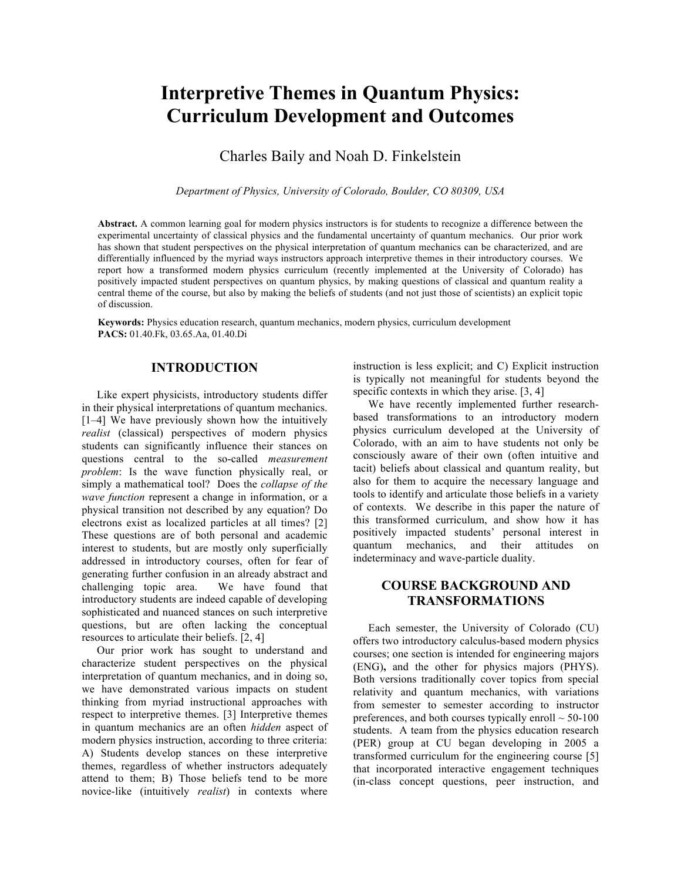# Interpretive Themes in Quantum Physics: Curriculum Development and Outcomes

Charles Baily and Noah D. Finkelstein

*Department of Physics, University of Colorado, Boulder, CO 80309, USA*

**Abstract.** A common learning goal for modern physics instructors is for students to recognize a difference between the experimental uncertainty of classical physics and the fundamental uncertainty of quantum mechanics. Our prior work has shown that student perspectives on the physical interpretation of quantum mechanics can be characterized, and are differentially influenced by the myriad ways instructors approach interpretive themes in their introductory courses. We report how a transformed modern physics curriculum (recently implemented at the University of Colorado) has positively impacted student perspectives on quantum physics, by making questions of classical and quantum reality a central theme of the course, but also by making the beliefs of students (and not just those of scientists) an explicit topic of discussion.

**Keywords:** Physics education research, quantum mechanics, modern physics, curriculum development
**PACS:** 01.40.Fk, 03.65.Aa, 01.40.Di

## INTRODUCTION

Like expert physicists, introductory students differ in their physical interpretations of quantum mechanics. [1–4] We have previously shown how the intuitively *realist* (classical) perspectives of modern physics students can significantly influence their stances on questions central to the so-called *measurement problem*: Is the wave function physically real, or simply a mathematical tool? Does the *collapse of the wave function* represent a change in information, or a physical transition not described by any equation? Do electrons exist as localized particles at all times? [2] These questions are of both personal and academic interest to students, but are mostly only superficially addressed in introductory courses, often for fear of generating further confusion in an already abstract and challenging topic area. We have found that introductory students are indeed capable of developing sophisticated and nuanced stances on such interpretive questions, but are often lacking the conceptual resources to articulate their beliefs. [2, 4]

Our prior work has sought to understand and characterize student perspectives on the physical interpretation of quantum mechanics, and in doing so, we have demonstrated various impacts on student thinking from myriad instructional approaches with respect to interpretive themes. [3] Interpretive themes in quantum mechanics are an often *hidden* aspect of modern physics instruction, according to three criteria: A) Students develop stances on these interpretive themes, regardless of whether instructors adequately attend to them; B) Those beliefs tend to be more novice-like (intuitively *realist*) in contexts where instruction is less explicit; and C) Explicit instruction is typically not meaningful for students beyond the specific contexts in which they arise. [3, 4]

We have recently implemented further research-based transformations to an introductory modern physics curriculum developed at the University of Colorado, with an aim to have students not only be consciously aware of their own (often intuitive and tacit) beliefs about classical and quantum reality, but also for them to acquire the necessary language and tools to identify and articulate those beliefs in a variety of contexts. We describe in this paper the nature of this transformed curriculum, and show how it has positively impacted students' personal interest in quantum mechanics, and their attitudes on indeterminacy and wave-particle duality.

## COURSE BACKGROUND AND TRANSFORMATIONS

Each semester, the University of Colorado (CU) offers two introductory calculus-based modern physics courses; one section is intended for engineering majors (ENG), and the other for physics majors (PHYS). Both versions traditionally cover topics from special relativity and quantum mechanics, with variations from semester to semester according to instructor preferences, and both courses typically enroll ~ 50-100 students. A team from the physics education research (PER) group at CU began developing in 2005 a transformed curriculum for the engineering course [5] that incorporated interactive engagement techniques (in-class concept questions, peer instruction, and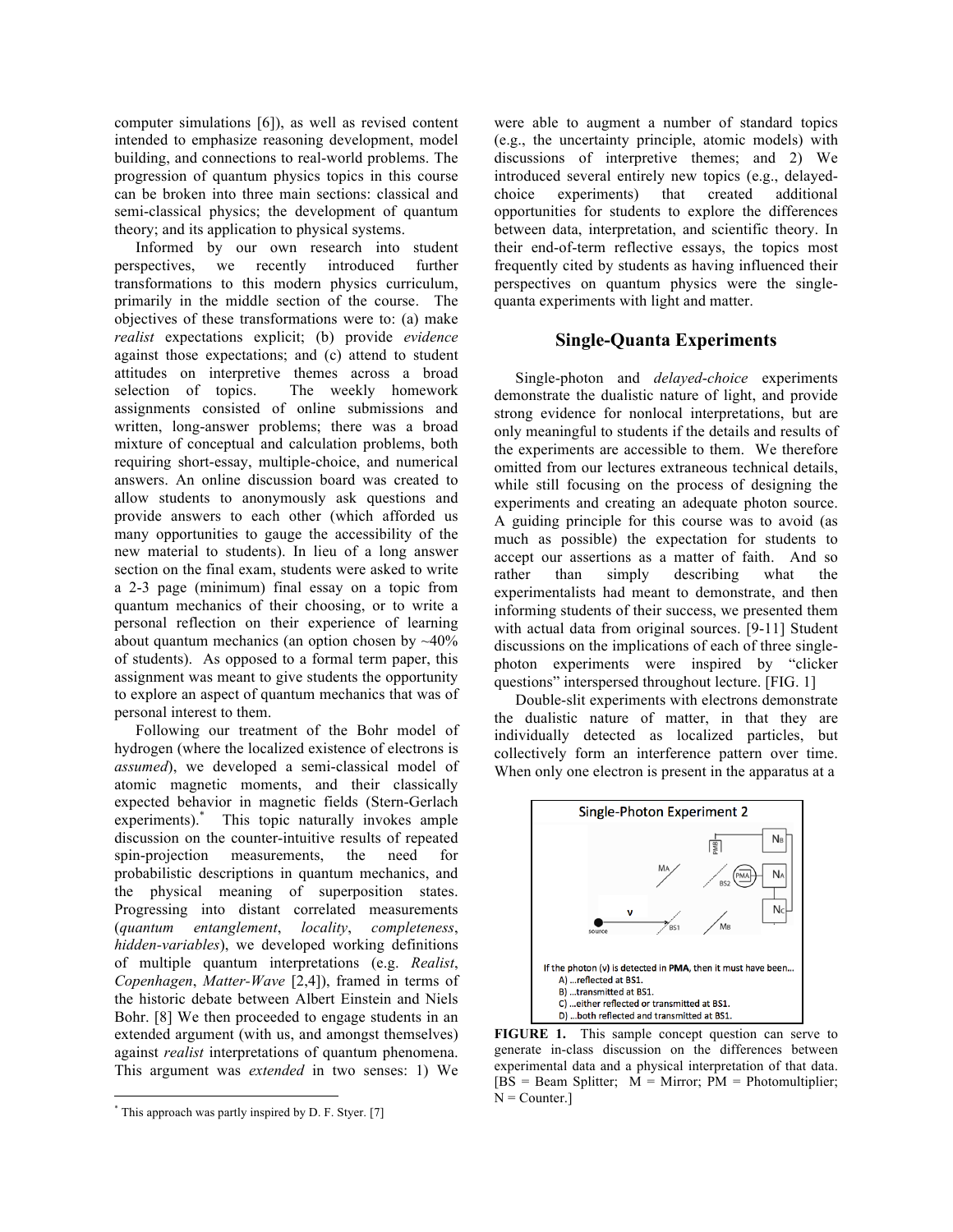computer simulations [6]), as well as revised content intended to emphasize reasoning development, model building, and connections to real-world problems. The progression of quantum physics topics in this course can be broken into three main sections: classical and semi-classical physics; the development of quantum theory; and its application to physical systems.

Informed by our own research into student perspectives, we recently introduced further transformations to this modern physics curriculum, primarily in the middle section of the course. The objectives of these transformations were to: (a) make *realist* expectations explicit; (b) provide *evidence* against those expectations; and (c) attend to student attitudes on interpretive themes across a broad selection of topics. The weekly homework assignments consisted of online submissions and written, long-answer problems; there was a broad mixture of conceptual and calculation problems, both requiring short-essay, multiple-choice, and numerical answers. An online discussion board was created to allow students to anonymously ask questions and provide answers to each other (which afforded us many opportunities to gauge the accessibility of the new material to students). In lieu of a long answer section on the final exam, students were asked to write a 2-3 page (minimum) final essay on a topic from quantum mechanics of their choosing, or to write a personal reflection on their experience of learning about quantum mechanics (an option chosen by ~40% of students). As opposed to a formal term paper, this assignment was meant to give students the opportunity to explore an aspect of quantum mechanics that was of personal interest to them.

Following our treatment of the Bohr model of hydrogen (where the localized existence of electrons is *assumed*), we developed a semi-classical model of atomic magnetic moments, and their classically expected behavior in magnetic fields (Stern-Gerlach experiments).* This topic naturally invokes ample discussion on the counter-intuitive results of repeated spin-projection measurements, the need for probabilistic descriptions in quantum mechanics, and the physical meaning of superposition states. Progressing into distant correlated measurements (*quantum entanglement*, *locality*, *completeness*, *hidden-variables*), we developed working definitions of multiple quantum interpretations (e.g. *Realist*, *Copenhagen*, *Matter-Wave* [2,4]), framed in terms of the historic debate between Albert Einstein and Niels Bohr. [8] We then proceeded to engage students in an extended argument (with us, and amongst themselves) against *realist* interpretations of quantum phenomena. This argument was *extended* in two senses: 1) We were able to augment a number of standard topics (e.g., the uncertainty principle, atomic models) with discussions of interpretive themes; and 2) We introduced several entirely new topics (e.g., delayed-choice experiments) that created additional opportunities for students to explore the differences between data, interpretation, and scientific theory. In their end-of-term reflective essays, the topics most frequently cited by students as having influenced their perspectives on quantum physics were the single-quanta experiments with light and matter.

## Single-Quanta Experiments

Single-photon and *delayed-choice* experiments demonstrate the dualistic nature of light, and provide strong evidence for nonlocal interpretations, but are only meaningful to students if the details and results of the experiments are accessible to them. We therefore omitted from our lectures extraneous technical details, while still focusing on the process of designing the experiments and creating an adequate photon source. A guiding principle for this course was to avoid (as much as possible) the expectation for students to accept our assertions as a matter of faith. And so rather than simply describing what the experimentalists had meant to demonstrate, and then informing students of their success, we presented them with actual data from original sources. [9-11] Student discussions on the implications of each of three single-photon experiments were inspired by "clicker questions" interspersed throughout lecture. [FIG. 1]

Double-slit experiments with electrons demonstrate the dualistic nature of matter, in that they are individually detected as localized particles, but collectively form an interference pattern over time. When only one electron is present in the apparatus at a

Single-Photon Experiment 2

If the photon (v) is detected in PMA, then it must have been…
A) …reflected at BS1.
B) …transmitted at BS1.
C) …either reflected or transmitted at BS1.
D) …both reflected and transmitted at BS1.

**FIGURE 1.** This sample concept question can serve to generate in-class discussion on the differences between experimental data and a physical interpretation of that data. [BS = Beam Splitter; M = Mirror; PM = Photomultiplier; N = Counter.]

---

* This approach was partly inspired by D. F. Styer. [7]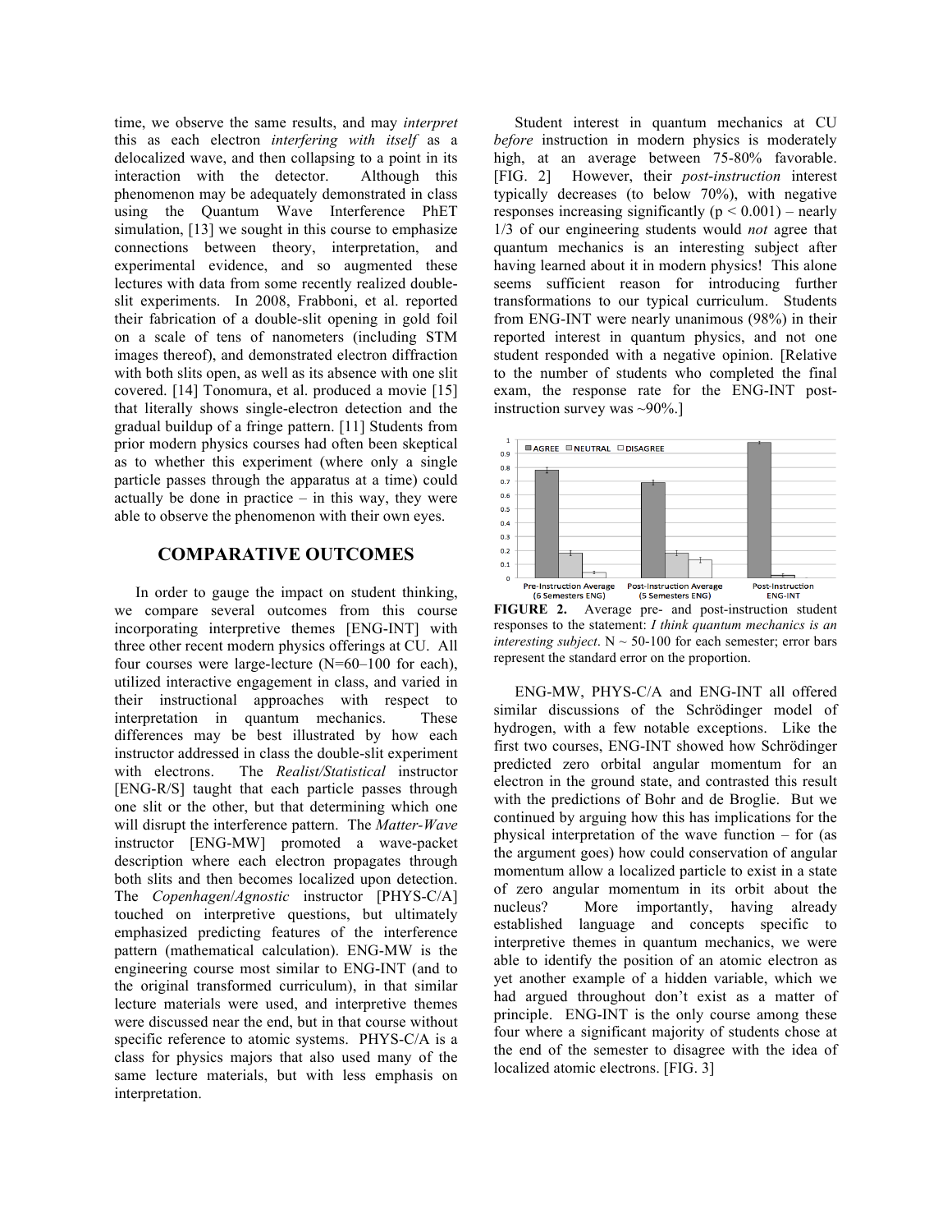time, we observe the same results, and may *interpret* this as each electron *interfering with itself* as a delocalized wave, and then collapsing to a point in its interaction with the detector. Although this phenomenon may be adequately demonstrated in class using the Quantum Wave Interference PhET simulation, [13] we sought in this course to emphasize connections between theory, interpretation, and experimental evidence, and so augmented these lectures with data from some recently realized double-slit experiments. In 2008, Frabboni, et al. reported their fabrication of a double-slit opening in gold foil on a scale of tens of nanometers (including STM images thereof), and demonstrated electron diffraction with both slits open, as well as its absence with one slit covered. [14] Tonomura, et al. produced a movie [15] that literally shows single-electron detection and the gradual buildup of a fringe pattern. [11] Students from prior modern physics courses had often been skeptical as to whether this experiment (where only a single particle passes through the apparatus at a time) could actually be done in practice – in this way, they were able to observe the phenomenon with their own eyes.

## COMPARATIVE OUTCOMES

In order to gauge the impact on student thinking, we compare several outcomes from this course incorporating interpretive themes [ENG-INT] with three other recent modern physics offerings at CU. All four courses were large-lecture (N=60–100 for each), utilized interactive engagement in class, and varied in their instructional approaches with respect to interpretation in quantum mechanics. These differences may be best illustrated by how each instructor addressed in class the double-slit experiment with electrons. The *Realist/Statistical* instructor [ENG-R/S] taught that each particle passes through one slit or the other, but that determining which one will disrupt the interference pattern. The *Matter-Wave* instructor [ENG-MW] promoted a wave-packet description where each electron propagates through both slits and then becomes localized upon detection. The *Copenhagen*/*Agnostic* instructor [PHYS-C/A] touched on interpretive questions, but ultimately emphasized predicting features of the interference pattern (mathematical calculation). ENG-MW is the engineering course most similar to ENG-INT (and to the original transformed curriculum), in that similar lecture materials were used, and interpretive themes were discussed near the end, but in that course without specific reference to atomic systems. PHYS-C/A is a class for physics majors that also used many of the same lecture materials, but with less emphasis on interpretation.

Student interest in quantum mechanics at CU *before* instruction in modern physics is moderately high, at an average between 75-80% favorable. [FIG. 2] However, their *post-instruction* interest typically decreases (to below 70%), with negative responses increasing significantly ($p < 0.001$) – nearly 1/3 of our engineering students would *not* agree that quantum mechanics is an interesting subject after having learned about it in modern physics! This alone seems sufficient reason for introducing further transformations to our typical curriculum. Students from ENG-INT were nearly unanimous (98%) in their reported interest in quantum physics, and not one student responded with a negative opinion. [Relative to the number of students who completed the final exam, the response rate for the ENG-INT post-instruction survey was ~90%.]

**FIGURE 2.** Average pre- and post-instruction student responses to the statement: *I think quantum mechanics is an interesting subject*. N ~ 50-100 for each semester; error bars represent the standard error on the proportion.

ENG-MW, PHYS-C/A and ENG-INT all offered similar discussions of the Schrödinger model of hydrogen, with a few notable exceptions. Like the first two courses, ENG-INT showed how Schrödinger predicted zero orbital angular momentum for an electron in the ground state, and contrasted this result with the predictions of Bohr and de Broglie. But we continued by arguing how this has implications for the physical interpretation of the wave function – for (as the argument goes) how could conservation of angular momentum allow a localized particle to exist in a state of zero angular momentum in its orbit about the nucleus? More importantly, having already established language and concepts specific to interpretive themes in quantum mechanics, we were able to identify the position of an atomic electron as yet another example of a hidden variable, which we had argued throughout don't exist as a matter of principle. ENG-INT is the only course among these four where a significant majority of students chose at the end of the semester to disagree with the idea of localized atomic electrons. [FIG. 3]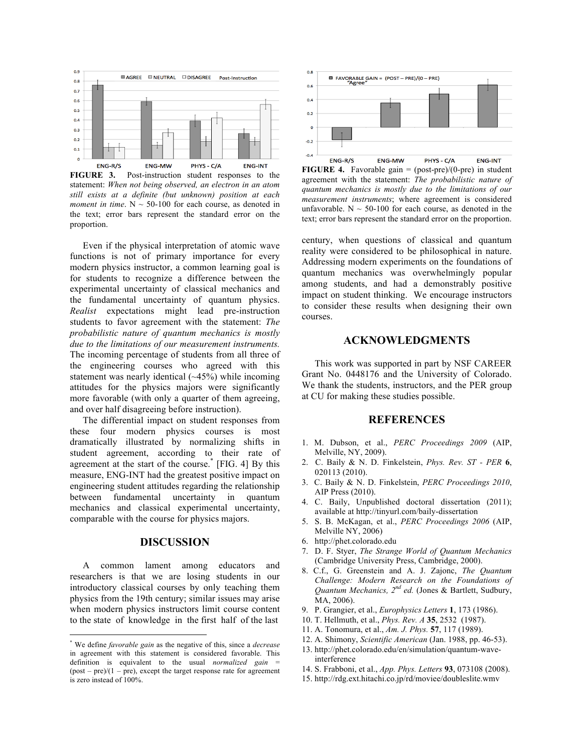0.9
0.8
0.7
0.6
0.5
0.4
0.3
0.2
0.1
0

AGREE NEUTRAL DISAGREE Post-Instruction

ENG-R/S ENG-MW PHYS - C/A ENG-INT

**FIGURE 3.** Post-instruction student responses to the statement: *When not being observed, an electron in an atom still exists at a definite (but unknown) position at each moment in time*. N ~ 50-100 for each course, as denoted in the text; error bars represent the standard error on the proportion.

0.8
0.6
0.4
0.2
0
-0.2
-0.4

FAVORABLE GAIN = (POST – PRE)/(0 – PRE) "Agree"

ENG-R/S ENG-MW PHYS - C/A ENG-INT

**FIGURE 4.** Favorable gain = (post-pre)/(0-pre) in student agreement with the statement: *The probabilistic nature of quantum mechanics is mostly due to the limitations of our measurement instruments*; where agreement is considered unfavorable. N ~ 50-100 for each course, as denoted in the text; error bars represent the standard error on the proportion.

Even if the physical interpretation of atomic wave functions is not of primary importance for every modern physics instructor, a common learning goal is for students to recognize a difference between the experimental uncertainty of classical mechanics and the fundamental uncertainty of quantum physics. *Realist* expectations might lead pre-instruction students to favor agreement with the statement: *The probabilistic nature of quantum mechanics is mostly due to the limitations of our measurement instruments.* The incoming percentage of students from all three of the engineering courses who agreed with this statement was nearly identical (~45%) while incoming attitudes for the physics majors were significantly more favorable (with only a quarter of them agreeing, and over half disagreeing before instruction).

The differential impact on student responses from these four modern physics courses is most dramatically illustrated by normalizing shifts in student agreement, according to their rate of agreement at the start of the course.* [FIG. 4] By this measure, ENG-INT had the greatest positive impact on engineering student attitudes regarding the relationship between fundamental uncertainty in quantum mechanics and classical experimental uncertainty, comparable with the course for physics majors.

## DISCUSSION

A common lament among educators and researchers is that we are losing students in our introductory classical courses by only teaching them physics from the 19th century; similar issues may arise when modern physics instructors limit course content to the state of knowledge in the first half of the last century, when questions of classical and quantum reality were considered to be philosophical in nature. Addressing modern experiments on the foundations of quantum mechanics was overwhelmingly popular among students, and had a demonstrably positive impact on student thinking. We encourage instructors to consider these results when designing their own courses.

* We define *favorable gain* as the negative of this, since a *decrease* in agreement with this statement is considered favorable. This definition is equivalent to the usual *normalized gain* = (post – pre)/(1 – pre), except the target response rate for agreement is zero instead of 100%.

## ACKNOWLEDGMENTS

This work was supported in part by NSF CAREER Grant No. 0448176 and the University of Colorado. We thank the students, instructors, and the PER group at CU for making these studies possible.

## REFERENCES

1. M. Dubson, et al., *PERC Proceedings 2009* (AIP, Melville, NY, 2009).
2. C. Baily & N. D. Finkelstein, *Phys. Rev. ST - PER* **6**, 020113 (2010).
3. C. Baily & N. D. Finkelstein, *PERC Proceedings 2010*, AIP Press (2010).
4. C. Baily, Unpublished doctoral dissertation (2011); available at http://tinyurl.com/baily-dissertation
5. S. B. McKagan, et al., *PERC Proceedings 2006* (AIP, Melville NY, 2006)
6. http://phet.colorado.edu
7. D. F. Styer, *The Strange World of Quantum Mechanics* (Cambridge University Press, Cambridge, 2000).
8. C.f., G. Greenstein and A. J. Zajonc, *The Quantum Challenge: Modern Research on the Foundations of Quantum Mechanics, 2nd ed.* (Jones & Bartlett, Sudbury, MA, 2006).
9. P. Grangier, et al., *Europhysics Letters* **1**, 173 (1986).
10. T. Hellmuth, et al., *Phys. Rev. A* **35**, 2532 (1987).
11. A. Tonomura, et al., *Am. J. Phys.* **57**, 117 (1989).
12. A. Shimony, *Scientific American* (Jan. 1988, pp. 46-53).
13. http://phet.colorado.edu/en/simulation/quantum-wave-interference
14. S. Frabboni, et al., *App. Phys. Letters* **93**, 073108 (2008).
15. http://rdg.ext.hitachi.co.jp/rd/moviee/doubleslite.wmv